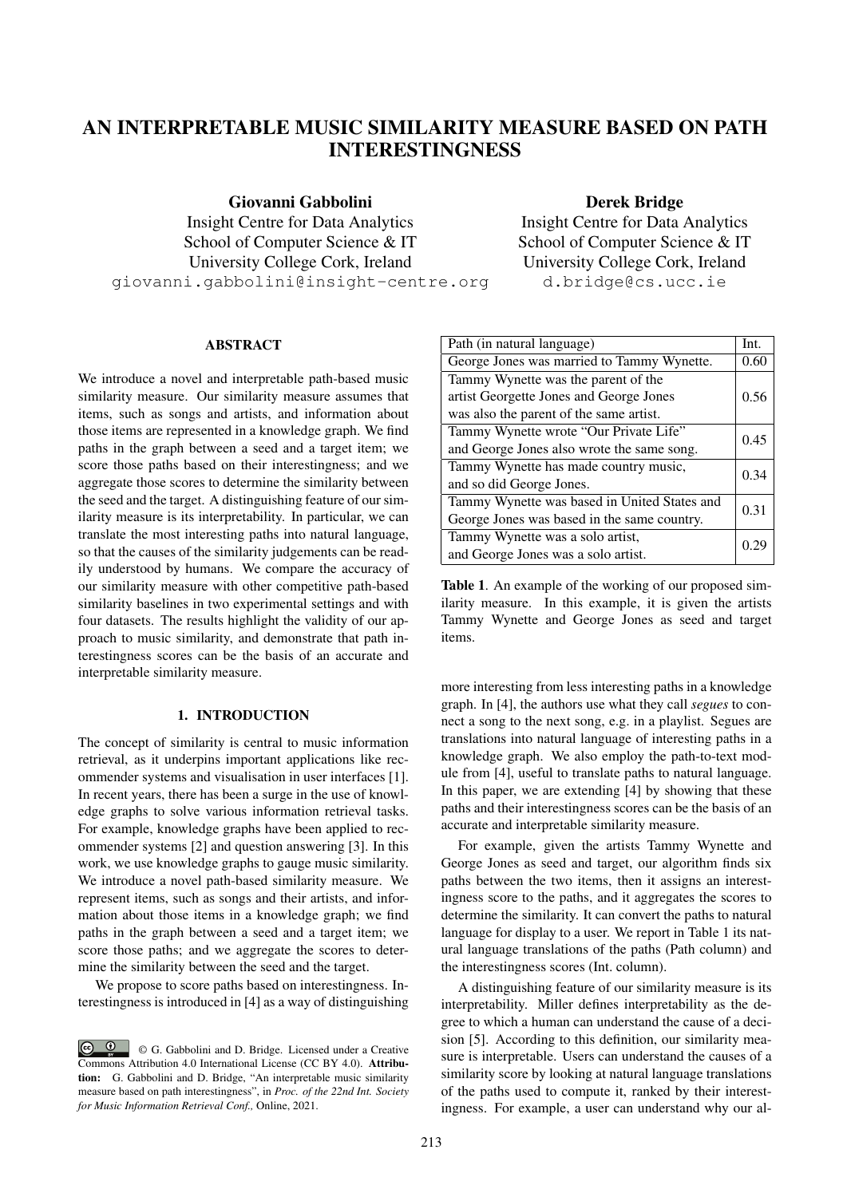# AN INTERPRETABLE MUSIC SIMILARITY MEASURE BASED ON PATH INTERESTINGNESS

**Giovanni Gabbolini**
Insight Centre for Data Analytics
School of Computer Science & IT
University College Cork, Ireland
giovanni.gabbolini@insight-centre.org

**Derek Bridge**
Insight Centre for Data Analytics
School of Computer Science & IT
University College Cork, Ireland
d.bridge@cs.ucc.ie

## ABSTRACT

We introduce a novel and interpretable path-based music similarity measure. Our similarity measure assumes that items, such as songs and artists, and information about those items are represented in a knowledge graph. We find paths in the graph between a seed and a target item; we score those paths based on their interestingness; and we aggregate those scores to determine the similarity between the seed and the target. A distinguishing feature of our similarity measure is its interpretability. In particular, we can translate the most interesting paths into natural language, so that the causes of the similarity judgements can be readily understood by humans. We compare the accuracy of our similarity measure with other competitive path-based similarity baselines in two experimental settings and with four datasets. The results highlight the validity of our approach to music similarity, and demonstrate that path interestingness scores can be the basis of an accurate and interpretable similarity measure.

## 1. INTRODUCTION

The concept of similarity is central to music information retrieval, as it underpins important applications like recommender systems and visualisation in user interfaces [1]. In recent years, there has been a surge in the use of knowledge graphs to solve various information retrieval tasks. For example, knowledge graphs have been applied to recommender systems [2] and question answering [3]. In this work, we use knowledge graphs to gauge music similarity. We introduce a novel path-based similarity measure. We represent items, such as songs and their artists, and information about those items in a knowledge graph; we find paths in the graph between a seed and a target item; we score those paths; and we aggregate the scores to determine the similarity between the seed and the target.

We propose to score paths based on interestingness. Interestingness is introduced in [4] as a way of distinguishing more interesting from less interesting paths in a knowledge graph. In [4], the authors use what they call *segues* to connect a song to the next song, e.g. in a playlist. Segues are translations into natural language of interesting paths in a knowledge graph. We also employ the path-to-text module from [4], useful to translate paths to natural language. In this paper, we are extending [4] by showing that these paths and their interestingness scores can be the basis of an accurate and interpretable similarity measure.

| Path (in natural language) | Int. |
|---|---|
| George Jones was married to Tammy Wynette. | 0.60 |
| Tammy Wynette was the parent of the artist Georgette Jones and George Jones was also the parent of the same artist. | 0.56 |
| Tammy Wynette wrote "Our Private Life" and George Jones also wrote the same song. | 0.45 |
| Tammy Wynette has made country music, and so did George Jones. | 0.34 |
| Tammy Wynette was based in United States and George Jones was based in the same country. | 0.31 |
| Tammy Wynette was a solo artist, and George Jones was a solo artist. | 0.29 |

**Table 1**. An example of the working of our proposed similarity measure. In this example, it is given the artists Tammy Wynette and George Jones as seed and target items.

For example, given the artists Tammy Wynette and George Jones as seed and target, our algorithm finds six paths between the two items, then it assigns an interestingness score to the paths, and it aggregates the scores to determine the similarity. It can convert the paths to natural language for display to a user. We report in Table 1 its natural language translations of the paths (Path column) and the interestingness scores (Int. column).

A distinguishing feature of our similarity measure is its interpretability. Miller defines interpretability as the degree to which a human can understand the cause of a decision [5]. According to this definition, our similarity measure is interpretable. Users can understand the causes of a similarity score by looking at natural language translations of the paths used to compute it, ranked by their interestingness. For example, a user can understand why our al-

© G. Gabbolini and D. Bridge. Licensed under a Creative Commons Attribution 4.0 International License (CC BY 4.0). **Attribution:** G. Gabbolini and D. Bridge, "An interpretable music similarity measure based on path interestingness", in *Proc. of the 22nd Int. Society for Music Information Retrieval Conf.,* Online, 2021.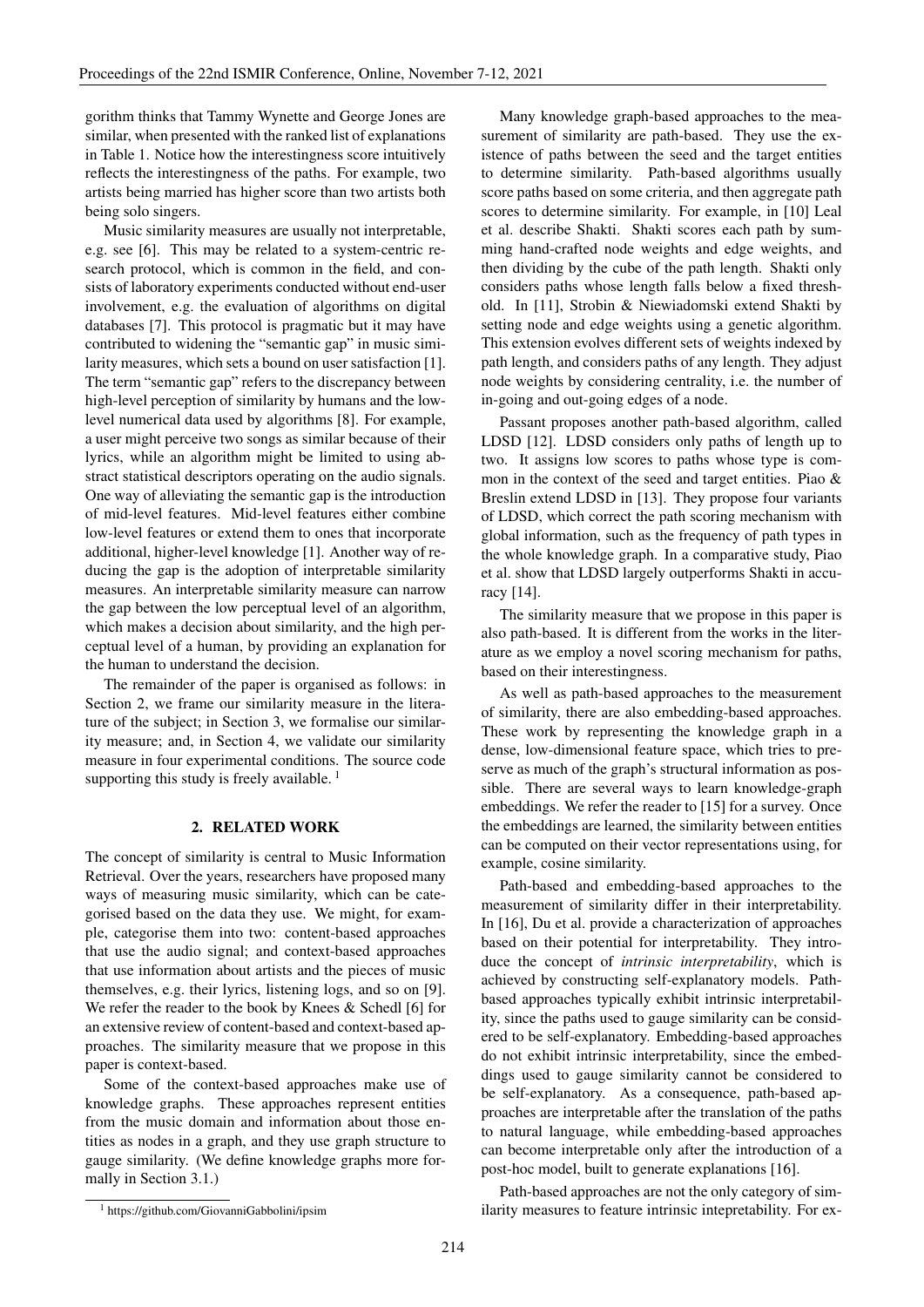gorithm thinks that Tammy Wynette and George Jones are similar, when presented with the ranked list of explanations in Table 1. Notice how the interestingness score intuitively reflects the interestingness of the paths. For example, two artists being married has higher score than two artists both being solo singers.

Music similarity measures are usually not interpretable, e.g. see [6]. This may be related to a system-centric research protocol, which is common in the field, and consists of laboratory experiments conducted without end-user involvement, e.g. the evaluation of algorithms on digital databases [7]. This protocol is pragmatic but it may have contributed to widening the "semantic gap" in music similarity measures, which sets a bound on user satisfaction [1]. The term "semantic gap" refers to the discrepancy between high-level perception of similarity by humans and the low-level numerical data used by algorithms [8]. For example, a user might perceive two songs as similar because of their lyrics, while an algorithm might be limited to using abstract statistical descriptors operating on the audio signals. One way of alleviating the semantic gap is the introduction of mid-level features. Mid-level features either combine low-level features or extend them to ones that incorporate additional, higher-level knowledge [1]. Another way of reducing the gap is the adoption of interpretable similarity measures. An interpretable similarity measure can narrow the gap between the low perceptual level of an algorithm, which makes a decision about similarity, and the high perceptual level of a human, by providing an explanation for the human to understand the decision.

The remainder of the paper is organised as follows: in Section 2, we frame our similarity measure in the literature of the subject; in Section 3, we formalise our similarity measure; and, in Section 4, we validate our similarity measure in four experimental conditions. The source code supporting this study is freely available. [1]

## 2. RELATED WORK

The concept of similarity is central to Music Information Retrieval. Over the years, researchers have proposed many ways of measuring music similarity, which can be categorised based on the data they use. We might, for example, categorise them into two: content-based approaches that use the audio signal; and context-based approaches that use information about artists and the pieces of music themselves, e.g. their lyrics, listening logs, and so on [9]. We refer the reader to the book by Knees & Schedl [6] for an extensive review of content-based and context-based approaches. The similarity measure that we propose in this paper is context-based.

Some of the context-based approaches make use of knowledge graphs. These approaches represent entities from the music domain and information about those entities as nodes in a graph, and they use graph structure to gauge similarity. (We define knowledge graphs more formally in Section 3.1.)

Many knowledge graph-based approaches to the measurement of similarity are path-based. They use the existence of paths between the seed and the target entities to determine similarity. Path-based algorithms usually score paths based on some criteria, and then aggregate path scores to determine similarity. For example, in [10] Leal et al. describe Shakti. Shakti scores each path by summing hand-crafted node weights and edge weights, and then dividing by the cube of the path length. Shakti only considers paths whose length falls below a fixed threshold. In [11], Strobin & Niewiadomski extend Shakti by setting node and edge weights using a genetic algorithm. This extension evolves different sets of weights indexed by path length, and considers paths of any length. They adjust node weights by considering centrality, i.e. the number of in-going and out-going edges of a node.

Passant proposes another path-based algorithm, called LDSD [12]. LDSD considers only paths of length up to two. It assigns low scores to paths whose type is common in the context of the seed and target entities. Piao & Breslin extend LDSD in [13]. They propose four variants of LDSD, which correct the path scoring mechanism with global information, such as the frequency of path types in the whole knowledge graph. In a comparative study, Piao et al. show that LDSD largely outperforms Shakti in accuracy [14].

The similarity measure that we propose in this paper is also path-based. It is different from the works in the literature as we employ a novel scoring mechanism for paths, based on their interestingness.

As well as path-based approaches to the measurement of similarity, there are also embedding-based approaches. These work by representing the knowledge graph in a dense, low-dimensional feature space, which tries to preserve as much of the graph's structural information as possible. There are several ways to learn knowledge-graph embeddings. We refer the reader to [15] for a survey. Once the embeddings are learned, the similarity between entities can be computed on their vector representations using, for example, cosine similarity.

Path-based and embedding-based approaches to the measurement of similarity differ in their interpretability. In [16], Du et al. provide a characterization of approaches based on their potential for interpretability. They introduce the concept of *intrinsic interpretability*, which is achieved by constructing self-explanatory models. Path-based approaches typically exhibit intrinsic interpretability, since the paths used to gauge similarity can be considered to be self-explanatory. Embedding-based approaches do not exhibit intrinsic interpretability, since the embeddings used to gauge similarity cannot be considered to be self-explanatory. As a consequence, path-based approaches are interpretable after the translation of the paths to natural language, while embedding-based approaches can become interpretable only after the introduction of a post-hoc model, built to generate explanations [16].

Path-based approaches are not the only category of similarity measures to feature intrinsic intepretability. For ex-

[1] https://github.com/GiovanniGabbolini/ipsim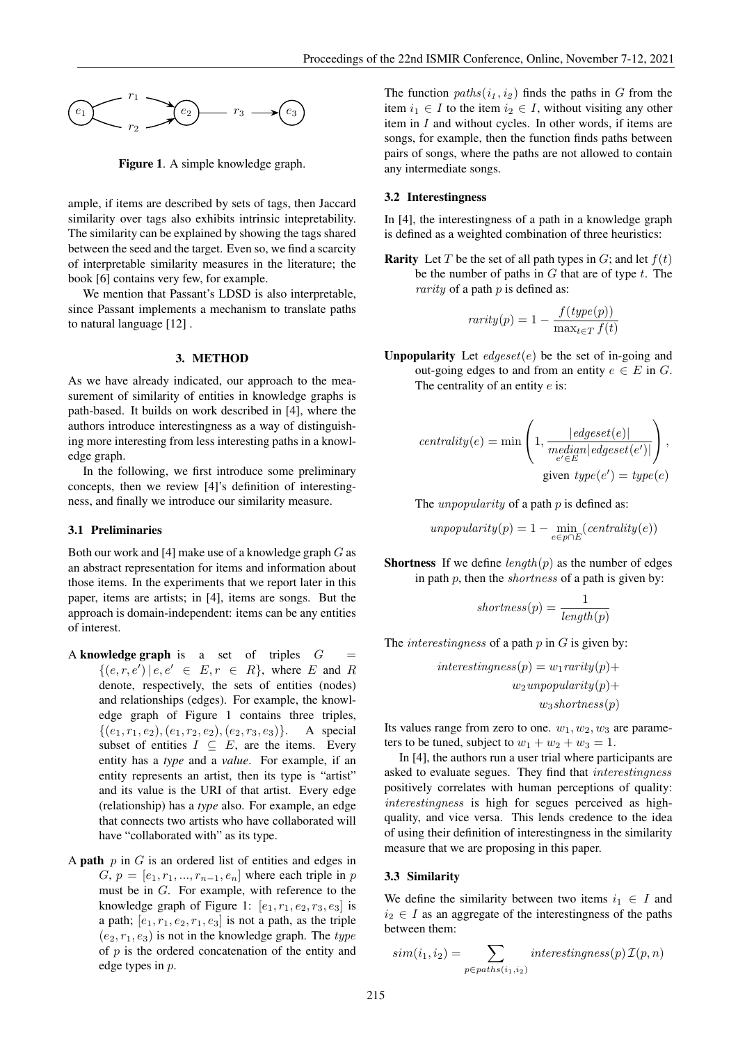Figure 1. A simple knowledge graph.

ample, if items are described by sets of tags, then Jaccard similarity over tags also exhibits intrinsic intepretability. The similarity can be explained by showing the tags shared between the seed and the target. Even so, we find a scarcity of interpretable similarity measures in the literature; the book [6] contains very few, for example.

We mention that Passant's LDSD is also interpretable, since Passant implements a mechanism to translate paths to natural language [12] .

## 3. METHOD

As we have already indicated, our approach to the measurement of similarity of entities in knowledge graphs is path-based. It builds on work described in [4], where the authors introduce interestingness as a way of distinguishing more interesting from less interesting paths in a knowledge graph.

In the following, we first introduce some preliminary concepts, then we review [4]'s definition of interestingness, and finally we introduce our similarity measure.

### 3.1 Preliminaries

Both our work and [4] make use of a knowledge graph $G$ as an abstract representation for items and information about those items. In the experiments that we report later in this paper, items are artists; in [4], items are songs. But the approach is domain-independent: items can be any entities of interest.

**A knowledge graph** is a set of triples $G = \{(e, r, e') \,|\, e, e' \in E, r \in R\}$, where $E$ and $R$ denote, respectively, the sets of entities (nodes) and relationships (edges). For example, the knowledge graph of Figure 1 contains three triples, $\{(e_1, r_1, e_2), (e_1, r_2, e_2), (e_2, r_3, e_3)\}$. A special subset of entities $I \subseteq E$, are the items. Every entity has a *type* and a *value*. For example, if an entity represents an artist, then its type is "artist" and its value is the URI of that artist. Every edge (relationship) has a *type* also. For example, an edge that connects two artists who have collaborated will have "collaborated with" as its type.

**A path** $p$ in $G$ is an ordered list of entities and edges in $G$, $p = [e_1, r_1, ..., r_{n-1}, e_n]$ where each triple in $p$ must be in $G$. For example, with reference to the knowledge graph of Figure 1: $[e_1, r_1, e_2, r_3, e_3]$ is a path; $[e_1, r_1, e_2, r_1, e_3]$ is not a path, as the triple $(e_2, r_1, e_3)$ is not in the knowledge graph. The *type* of $p$ is the ordered concatenation of the entity and edge types in $p$.

The function $paths(i_1, i_2)$ finds the paths in $G$ from the item $i_1 \in I$ to the item $i_2 \in I$, without visiting any other item in $I$ and without cycles. In other words, if items are songs, for example, then the function finds paths between pairs of songs, where the paths are not allowed to contain any intermediate songs.

### 3.2 Interestingness

In [4], the interestingness of a path in a knowledge graph is defined as a weighted combination of three heuristics:

**Rarity** Let $T$ be the set of all path types in $G$; and let $f(t)$ be the number of paths in $G$ that are of type $t$. The $rarity$ of a path $p$ is defined as:

$$rarity(p) = 1 - \frac{f(type(p))}{\max_{t \in T} f(t)}$$

**Unpopularity** Let $edgeset(e)$ be the set of in-going and out-going edges to and from an entity $e \in E$ in $G$. The centrality of an entity $e$ is:

$$centrality(e) = \min\left(1, \frac{|edgeset(e)|}{\underset{e' \in E}{median}|edgeset(e')|}\right), \quad \text{given } type(e') = type(e)$$

The $unpopularity$ of a path $p$ is defined as:

$$unpopularity(p) = 1 - \min_{e \in p \cap E}(centrality(e))$$

**Shortness** If we define $length(p)$ as the number of edges in path $p$, then the $shortness$ of a path is given by:

$$shortness(p) = \frac{1}{length(p)}$$

The $interestingness$ of a path $p$ in $G$ is given by:

$$interestingness(p) = w_1 rarity(p) + w_2 unpopularity(p) + w_3 shortness(p)$$

Its values range from zero to one. $w_1, w_2, w_3$ are parameters to be tuned, subject to $w_1 + w_2 + w_3 = 1$.

In [4], the authors run a user trial where participants are asked to evaluate segues. They find that $interestingness$ positively correlates with human perceptions of quality: $interestingness$ is high for segues perceived as high-quality, and vice versa. This lends credence to the idea of using their definition of interestingness in the similarity measure that we are proposing in this paper.

### 3.3 Similarity

We define the similarity between two items $i_1 \in I$ and $i_2 \in I$ as an aggregate of the interestingness of the paths between them:

$$sim(i_1, i_2) = \sum_{p \in paths(i_1, i_2)} interestingness(p)\,\mathcal{I}(p, n)$$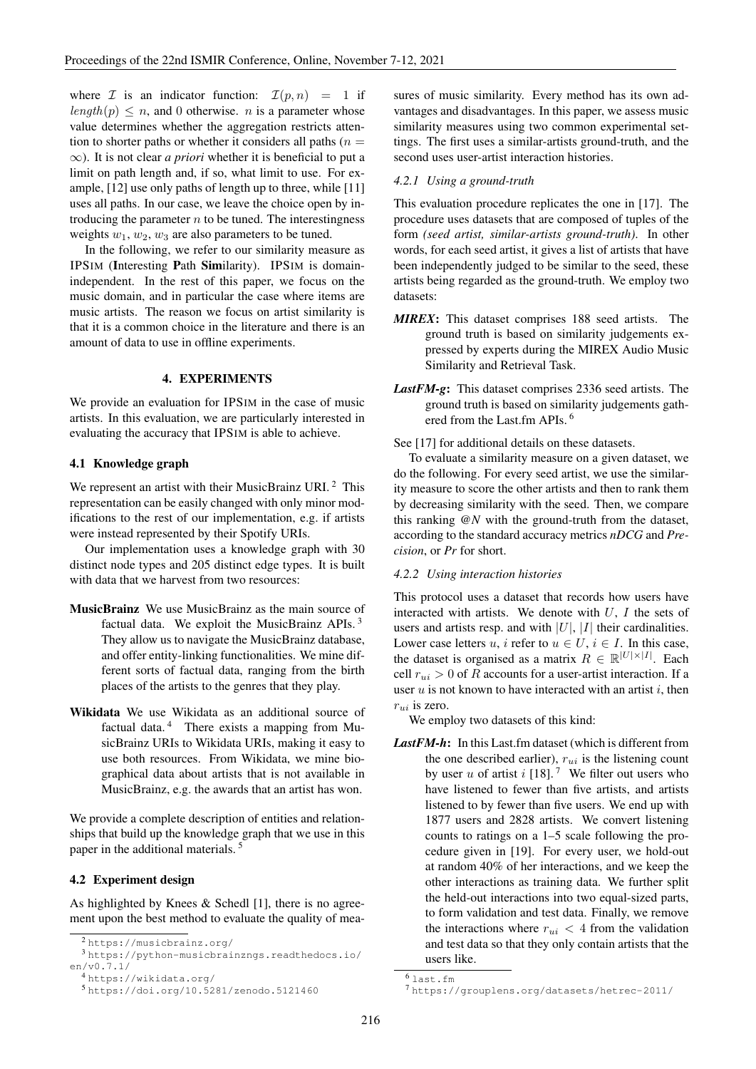where $\mathcal{I}$ is an indicator function: $\mathcal{I}(p, n) = 1$ if $length(p) \leq n$, and 0 otherwise. $n$ is a parameter whose value determines whether the aggregation restricts attention to shorter paths or whether it considers all paths ($n = \infty$). It is not clear *a priori* whether it is beneficial to put a limit on path length and, if so, what limit to use. For example, [12] use only paths of length up to three, while [11] uses all paths. In our case, we leave the choice open by introducing the parameter $n$ to be tuned. The interestingness weights $w_1$, $w_2$, $w_3$ are also parameters to be tuned.

In the following, we refer to our similarity measure as IPSIM (**I**nteresting **P**ath **Sim**ilarity). IPSIM is domain-independent. In the rest of this paper, we focus on the music domain, and in particular the case where items are music artists. The reason we focus on artist similarity is that it is a common choice in the literature and there is an amount of data to use in offline experiments.

## 4. EXPERIMENTS

We provide an evaluation for IPSIM in the case of music artists. In this evaluation, we are particularly interested in evaluating the accuracy that IPSIM is able to achieve.

### 4.1 Knowledge graph

We represent an artist with their MusicBrainz URI. [2] This representation can be easily changed with only minor modifications to the rest of our implementation, e.g. if artists were instead represented by their Spotify URIs.

Our implementation uses a knowledge graph with 30 distinct node types and 205 distinct edge types. It is built with data that we harvest from two resources:

**MusicBrainz** We use MusicBrainz as the main source of factual data. We exploit the MusicBrainz APIs. [3] They allow us to navigate the MusicBrainz database, and offer entity-linking functionalities. We mine different sorts of factual data, ranging from the birth places of the artists to the genres that they play.

**Wikidata** We use Wikidata as an additional source of factual data. [4] There exists a mapping from MusicBrainz URIs to Wikidata URIs, making it easy to use both resources. From Wikidata, we mine biographical data about artists that is not available in MusicBrainz, e.g. the awards that an artist has won.

We provide a complete description of entities and relationships that build up the knowledge graph that we use in this paper in the additional materials. [5]

### 4.2 Experiment design

As highlighted by Knees & Schedl [1], there is no agreement upon the best method to evaluate the quality of measures of music similarity. Every method has its own advantages and disadvantages. In this paper, we assess music similarity measures using two common experimental settings. The first uses a similar-artists ground-truth, and the second uses user-artist interaction histories.

#### *4.2.1 Using a ground-truth*

This evaluation procedure replicates the one in [17]. The procedure uses datasets that are composed of tuples of the form *(seed artist, similar-artists ground-truth)*. In other words, for each seed artist, it gives a list of artists that have been independently judged to be similar to the seed, these artists being regarded as the ground-truth. We employ two datasets:

***MIREX***: This dataset comprises 188 seed artists. The ground truth is based on similarity judgements expressed by experts during the MIREX Audio Music Similarity and Retrieval Task.

***LastFM-g***: This dataset comprises 2336 seed artists. The ground truth is based on similarity judgements gathered from the Last.fm APIs. [6]

See [17] for additional details on these datasets.

To evaluate a similarity measure on a given dataset, we do the following. For every seed artist, we use the similarity measure to score the other artists and then to rank them by decreasing similarity with the seed. Then, we compare this ranking *@N* with the ground-truth from the dataset, according to the standard accuracy metrics *nDCG* and *Precision*, or *Pr* for short.

#### *4.2.2 Using interaction histories*

This protocol uses a dataset that records how users have interacted with artists. We denote with $U$, $I$ the sets of users and artists resp. and with $|U|$, $|I|$ their cardinalities. Lower case letters $u$, $i$ refer to $u \in U$, $i \in I$. In this case, the dataset is organised as a matrix $R \in \mathbb{R}^{|U| \times |I|}$. Each cell $r_{ui} > 0$ of $R$ accounts for a user-artist interaction. If a user $u$ is not known to have interacted with an artist $i$, then $r_{ui}$ is zero.

We employ two datasets of this kind:

***LastFM-h***: In this Last.fm dataset (which is different from the one described earlier), $r_{ui}$ is the listening count by user $u$ of artist $i$ [18]. [7] We filter out users who have listened to fewer than five artists, and artists listened to by fewer than five users. We end up with 1877 users and 2828 artists. We convert listening counts to ratings on a 1–5 scale following the procedure given in [19]. For every user, we hold-out at random 40% of her interactions, and we keep the other interactions as training data. We further split the held-out interactions into two equal-sized parts, to form validation and test data. Finally, we remove the interactions where $r_{ui} < 4$ from the validation and test data so that they only contain artists that the users like.

---

[2] https://musicbrainz.org/

[3] https://python-musicbrainzngs.readthedocs.io/en/v0.7.1/

[4] https://wikidata.org/

[5] https://doi.org/10.5281/zenodo.5121460

[6] last.fm

[7] https://grouplens.org/datasets/hetrec-2011/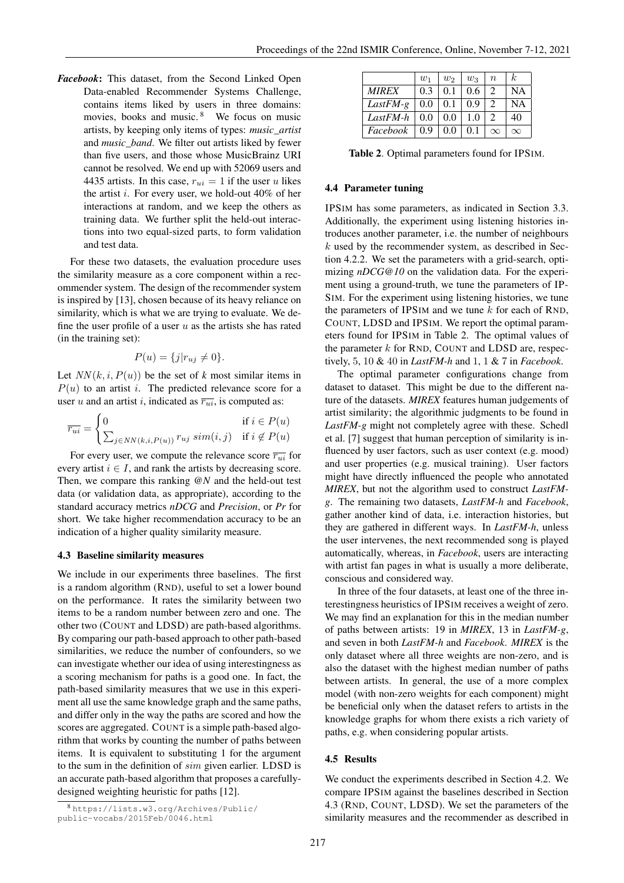***Facebook***: This dataset, from the Second Linked Open Data-enabled Recommender Systems Challenge, contains items liked by users in three domains: movies, books and music. [8] We focus on music artists, by keeping only items of types: *music_artist* and *music_band*. We filter out artists liked by fewer than five users, and those whose MusicBrainz URI cannot be resolved. We end up with 52069 users and 4435 artists. In this case, $r_{ui} = 1$ if the user $u$ likes the artist $i$. For every user, we hold-out 40% of her interactions at random, and we keep the others as training data. We further split the held-out interactions into two equal-sized parts, to form validation and test data.

For these two datasets, the evaluation procedure uses the similarity measure as a core component within a recommender system. The design of the recommender system is inspired by [13], chosen because of its heavy reliance on similarity, which is what we are trying to evaluate. We define the user profile of a user $u$ as the artists she has rated (in the training set):

$$P(u) = \{j | r_{uj} \neq 0\}.$$

Let $NN(k, i, P(u))$ be the set of *k* most similar items in $P(u)$ to an artist $i$. The predicted relevance score for a user $u$ and an artist $i$, indicated as $\overline{r_{ui}}$, is computed as:

$$\overline{r_{ui}} = \begin{cases} 0 & \text{if } i \in P(u) \\ \sum_{j \in NN(k,i,P(u))} r_{uj} \; sim(i,j) & \text{if } i \notin P(u) \end{cases}$$

For every user, we compute the relevance score $\overline{r_{ui}}$ for every artist $i \in I$, and rank the artists by decreasing score. Then, we compare this ranking @*N* and the held-out test data (or validation data, as appropriate), according to the standard accuracy metrics *nDCG* and *Precision*, or *Pr* for short. We take higher recommendation accuracy to be an indication of a higher quality similarity measure.

### 4.3 Baseline similarity measures

We include in our experiments three baselines. The first is a random algorithm (RND), useful to set a lower bound on the performance. It rates the similarity between two items to be a random number between zero and one. The other two (COUNT and LDSD) are path-based algorithms. By comparing our path-based approach to other path-based similarities, we reduce the number of confounders, so we can investigate whether our idea of using interestingness as a scoring mechanism for paths is a good one. In fact, the path-based similarity measures that we use in this experiment all use the same knowledge graph and the same paths, and differ only in the way the paths are scored and how the scores are aggregated. COUNT is a simple path-based algorithm that works by counting the number of paths between items. It is equivalent to substituting 1 for the argument to the sum in the definition of $sim$ given earlier. LDSD is an accurate path-based algorithm that proposes a carefully-designed weighting heuristic for paths [12].

[8] https://lists.w3.org/Archives/Public/public-vocabs/2015Feb/0046.html

| | $w_1$ | $w_2$ | $w_3$ | $n$ | $k$ |
|---|---|---|---|---|---|
| *MIREX* | 0.3 | 0.1 | 0.6 | 2 | NA |
| *LastFM-g* | 0.0 | 0.1 | 0.9 | 2 | NA |
| *LastFM-h* | 0.0 | 0.0 | 1.0 | 2 | 40 |
| *Facebook* | 0.9 | 0.0 | 0.1 | $\infty$ | $\infty$ |

**Table 2**. Optimal parameters found for IPSIM.

### 4.4 Parameter tuning

IPSIM has some parameters, as indicated in Section 3.3. Additionally, the experiment using listening histories introduces another parameter, i.e. the number of neighbours $k$ used by the recommender system, as described in Section 4.2.2. We set the parameters with a grid-search, optimizing *nDCG@10* on the validation data. For the experiment using a ground-truth, we tune the parameters of IPSIM. For the experiment using listening histories, we tune the parameters of IPSIM and we tune $k$ for each of RND, COUNT, LDSD and IPSIM. We report the optimal parameters found for IPSIM in Table 2. The optimal values of the parameter $k$ for RND, COUNT and LDSD are, respectively, 5, 10 & 40 in *LastFM-h* and 1, 1 & 7 in *Facebook*.

The optimal parameter configurations change from dataset to dataset. This might be due to the different nature of the datasets. *MIREX* features human judgements of artist similarity; the algorithmic judgments to be found in *LastFM-g* might not completely agree with these. Schedl et al. [7] suggest that human perception of similarity is influenced by user factors, such as user context (e.g. mood) and user properties (e.g. musical training). User factors might have directly influenced the people who annotated *MIREX*, but not the algorithm used to construct *LastFM-g*. The remaining two datasets, *LastFM-h* and *Facebook*, gather another kind of data, i.e. interaction histories, but they are gathered in different ways. In *LastFM-h*, unless the user intervenes, the next recommended song is played automatically, whereas, in *Facebook*, users are interacting with artist fan pages in what is usually a more deliberate, conscious and considered way.

In three of the four datasets, at least one of the three interestingness heuristics of IPSIM receives a weight of zero. We may find an explanation for this in the median number of paths between artists: 19 in *MIREX*, 13 in *LastFM-g*, and seven in both *LastFM-h* and *Facebook*. *MIREX* is the only dataset where all three weights are non-zero, and is also the dataset with the highest median number of paths between artists. In general, the use of a more complex model (with non-zero weights for each component) might be beneficial only when the dataset refers to artists in the knowledge graphs for whom there exists a rich variety of paths, e.g. when considering popular artists.

### 4.5 Results

We conduct the experiments described in Section 4.2. We compare IPSIM against the baselines described in Section 4.3 (RND, COUNT, LDSD). We set the parameters of the similarity measures and the recommender as described in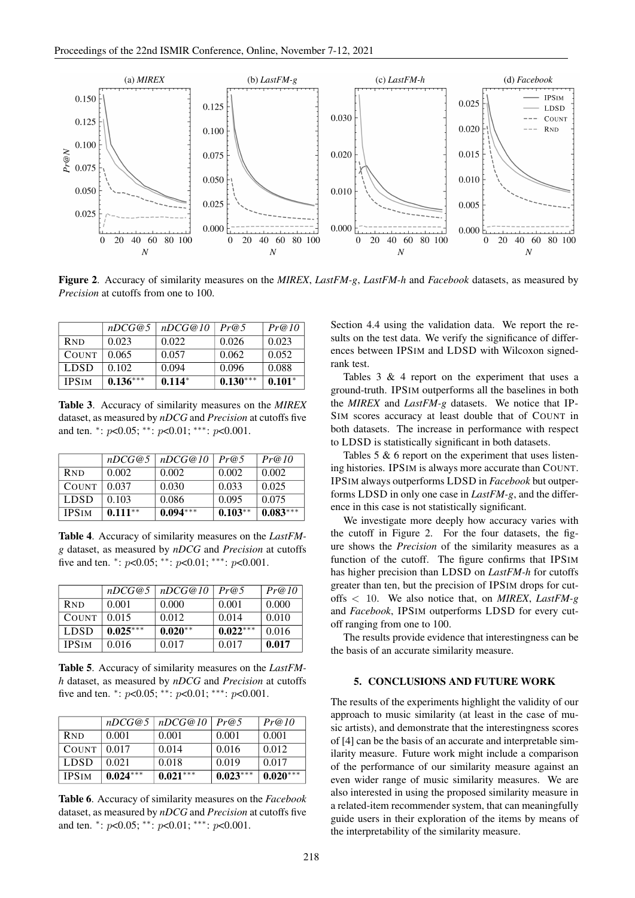**Figure 2**. Accuracy of similarity measures on the *MIREX*, *LastFM-g*, *LastFM-h* and *Facebook* datasets, as measured by *Precision* at cutoffs from one to 100.

| | *nDCG@5* | *nDCG@10* | *Pr@5* | *Pr@10* |
|---|---|---|---|---|
| RND | 0.023 | 0.022 | 0.026 | 0.023 |
| COUNT | 0.065 | 0.057 | 0.062 | 0.052 |
| LDSD | 0.102 | 0.094 | 0.096 | 0.088 |
| IPSIM | **0.136**$^{***}$ | **0.114**$^{*}$ | **0.130**$^{***}$ | **0.101**$^{*}$ |

**Table 3**. Accuracy of similarity measures on the *MIREX* dataset, as measured by *nDCG* and *Precision* at cutoffs five and ten. $^{*}$: $p$<0.05; $^{**}$: $p$<0.01; $^{***}$: $p$<0.001.

| | *nDCG@5* | *nDCG@10* | *Pr@5* | *Pr@10* |
|---|---|---|---|---|
| RND | 0.002 | 0.002 | 0.002 | 0.002 |
| COUNT | 0.037 | 0.030 | 0.033 | 0.025 |
| LDSD | 0.103 | 0.086 | 0.095 | 0.075 |
| IPSIM | **0.111**$^{**}$ | **0.094**$^{***}$ | **0.103**$^{**}$ | **0.083**$^{***}$ |

**Table 4**. Accuracy of similarity measures on the *LastFM-g* dataset, as measured by *nDCG* and *Precision* at cutoffs five and ten. $^{*}$: $p$<0.05; $^{**}$: $p$<0.01; $^{***}$: $p$<0.001.

| | *nDCG@5* | *nDCG@10* | *Pr@5* | *Pr@10* |
|---|---|---|---|---|
| RND | 0.001 | 0.000 | 0.001 | 0.000 |
| COUNT | 0.015 | 0.012 | 0.014 | 0.010 |
| LDSD | **0.025**$^{***}$ | **0.020**$^{**}$ | **0.022**$^{***}$ | 0.016 |
| IPSIM | 0.016 | 0.017 | 0.017 | **0.017** |

**Table 5**. Accuracy of similarity measures on the *LastFM-h* dataset, as measured by *nDCG* and *Precision* at cutoffs five and ten. $^{*}$: $p$<0.05; $^{**}$: $p$<0.01; $^{***}$: $p$<0.001.

| | *nDCG@5* | *nDCG@10* | *Pr@5* | *Pr@10* |
|---|---|---|---|---|
| RND | 0.001 | 0.001 | 0.001 | 0.001 |
| COUNT | 0.017 | 0.014 | 0.016 | 0.012 |
| LDSD | 0.021 | 0.018 | 0.019 | 0.017 |
| IPSIM | **0.024**$^{***}$ | **0.021**$^{***}$ | **0.023**$^{***}$ | **0.020**$^{***}$ |

**Table 6**. Accuracy of similarity measures on the *Facebook* dataset, as measured by *nDCG* and *Precision* at cutoffs five and ten. $^{*}$: $p$<0.05; $^{**}$: $p$<0.01; $^{***}$: $p$<0.001.

Section 4.4 using the validation data. We report the results on the test data. We verify the significance of differences between IPSIM and LDSD with Wilcoxon signed-rank test.

Tables 3 & 4 report on the experiment that uses a ground-truth. IPSIM outperforms all the baselines in both the *MIREX* and *LastFM-g* datasets. We notice that IPSIM scores accuracy at least double that of COUNT in both datasets. The increase in performance with respect to LDSD is statistically significant in both datasets.

Tables 5 & 6 report on the experiment that uses listening histories. IPSIM is always more accurate than COUNT. IPSIM always outperforms LDSD in *Facebook* but outperforms LDSD in only one case in *LastFM-g*, and the difference in this case is not statistically significant.

We investigate more deeply how accuracy varies with the cutoff in Figure 2. For the four datasets, the figure shows the *Precision* of the similarity measures as a function of the cutoff. The figure confirms that IPSIM has higher precision than LDSD on *LastFM-h* for cutoffs greater than ten, but the precision of IPSIM drops for cutoffs $< 10$. We also notice that, on *MIREX*, *LastFM-g* and *Facebook*, IPSIM outperforms LDSD for every cutoff ranging from one to 100.

The results provide evidence that interestingness can be the basis of an accurate similarity measure.

## 5. CONCLUSIONS AND FUTURE WORK

The results of the experiments highlight the validity of our approach to music similarity (at least in the case of music artists), and demonstrate that the interestingness scores of [4] can be the basis of an accurate and interpretable similarity measure. Future work might include a comparison of the performance of our similarity measure against an even wider range of music similarity measures. We are also interested in using the proposed similarity measure in a related-item recommender system, that can meaningfully guide users in their exploration of the items by means of the interpretability of the similarity measure.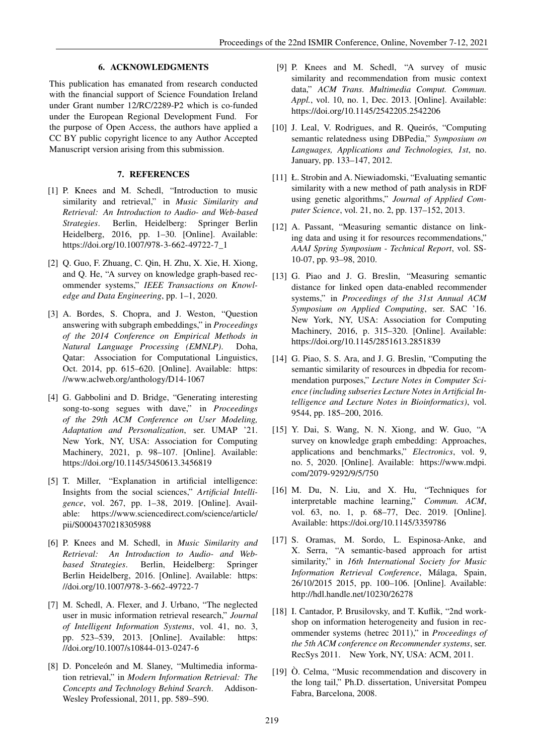## 6. ACKNOWLEDGMENTS

This publication has emanated from research conducted with the financial support of Science Foundation Ireland under Grant number 12/RC/2289-P2 which is co-funded under the European Regional Development Fund. For the purpose of Open Access, the authors have applied a CC BY public copyright licence to any Author Accepted Manuscript version arising from this submission.

## 7. REFERENCES

[1] P. Knees and M. Schedl, "Introduction to music similarity and retrieval," in *Music Similarity and Retrieval: An Introduction to Audio- and Web-based Strategies*. Berlin, Heidelberg: Springer Berlin Heidelberg, 2016, pp. 1–30. [Online]. Available: https://doi.org/10.1007/978-3-662-49722-7_1

[2] Q. Guo, F. Zhuang, C. Qin, H. Zhu, X. Xie, H. Xiong, and Q. He, "A survey on knowledge graph-based recommender systems," *IEEE Transactions on Knowledge and Data Engineering*, pp. 1–1, 2020.

[3] A. Bordes, S. Chopra, and J. Weston, "Question answering with subgraph embeddings," in *Proceedings of the 2014 Conference on Empirical Methods in Natural Language Processing (EMNLP)*. Doha, Qatar: Association for Computational Linguistics, Oct. 2014, pp. 615–620. [Online]. Available: https://www.aclweb.org/anthology/D14-1067

[4] G. Gabbolini and D. Bridge, "Generating interesting song-to-song segues with dave," in *Proceedings of the 29th ACM Conference on User Modeling, Adaptation and Personalization*, ser. UMAP '21. New York, NY, USA: Association for Computing Machinery, 2021, p. 98–107. [Online]. Available: https://doi.org/10.1145/3450613.3456819

[5] T. Miller, "Explanation in artificial intelligence: Insights from the social sciences," *Artificial Intelligence*, vol. 267, pp. 1–38, 2019. [Online]. Available: https://www.sciencedirect.com/science/article/pii/S0004370218305988

[6] P. Knees and M. Schedl, in *Music Similarity and Retrieval: An Introduction to Audio- and Web-based Strategies*. Berlin, Heidelberg: Springer Berlin Heidelberg, 2016. [Online]. Available: https://doi.org/10.1007/978-3-662-49722-7

[7] M. Schedl, A. Flexer, and J. Urbano, "The neglected user in music information retrieval research," *Journal of Intelligent Information Systems*, vol. 41, no. 3, pp. 523–539, 2013. [Online]. Available: https://doi.org/10.1007/s10844-013-0247-6

[8] D. Ponceleón and M. Slaney, "Multimedia information retrieval," in *Modern Information Retrieval: The Concepts and Technology Behind Search*. Addison-Wesley Professional, 2011, pp. 589–590.

[9] P. Knees and M. Schedl, "A survey of music similarity and recommendation from music context data," *ACM Trans. Multimedia Comput. Commun. Appl.*, vol. 10, no. 1, Dec. 2013. [Online]. Available: https://doi.org/10.1145/2542205.2542206

[10] J. Leal, V. Rodrigues, and R. Queirós, "Computing semantic relatedness using DBPedia," *Symposium on Languages, Applications and Technologies, 1st*, no. January, pp. 133–147, 2012.

[11] Ł. Strobin and A. Niewiadomski, "Evaluating semantic similarity with a new method of path analysis in RDF using genetic algorithms," *Journal of Applied Computer Science*, vol. 21, no. 2, pp. 137–152, 2013.

[12] A. Passant, "Measuring semantic distance on linking data and using it for resources recommendations," *AAAI Spring Symposium - Technical Report*, vol. SS-10-07, pp. 93–98, 2010.

[13] G. Piao and J. G. Breslin, "Measuring semantic distance for linked open data-enabled recommender systems," in *Proceedings of the 31st Annual ACM Symposium on Applied Computing*, ser. SAC '16. New York, NY, USA: Association for Computing Machinery, 2016, p. 315–320. [Online]. Available: https://doi.org/10.1145/2851613.2851839

[14] G. Piao, S. S. Ara, and J. G. Breslin, "Computing the semantic similarity of resources in dbpedia for recommendation purposes," *Lecture Notes in Computer Science (including subseries Lecture Notes in Artificial Intelligence and Lecture Notes in Bioinformatics)*, vol. 9544, pp. 185–200, 2016.

[15] Y. Dai, S. Wang, N. N. Xiong, and W. Guo, "A survey on knowledge graph embedding: Approaches, applications and benchmarks," *Electronics*, vol. 9, no. 5, 2020. [Online]. Available: https://www.mdpi.com/2079-9292/9/5/750

[16] M. Du, N. Liu, and X. Hu, "Techniques for interpretable machine learning," *Commun. ACM*, vol. 63, no. 1, p. 68–77, Dec. 2019. [Online]. Available: https://doi.org/10.1145/3359786

[17] S. Oramas, M. Sordo, L. Espinosa-Anke, and X. Serra, "A semantic-based approach for artist similarity," in *16th International Society for Music Information Retrieval Conference*, Málaga, Spain, 26/10/2015 2015, pp. 100–106. [Online]. Available: http://hdl.handle.net/10230/26278

[18] I. Cantador, P. Brusilovsky, and T. Kuflik, "2nd workshop on information heterogeneity and fusion in recommender systems (hetrec 2011)," in *Proceedings of the 5th ACM conference on Recommender systems*, ser. RecSys 2011. New York, NY, USA: ACM, 2011.

[19] Ò. Celma, "Music recommendation and discovery in the long tail," Ph.D. dissertation, Universitat Pompeu Fabra, Barcelona, 2008.